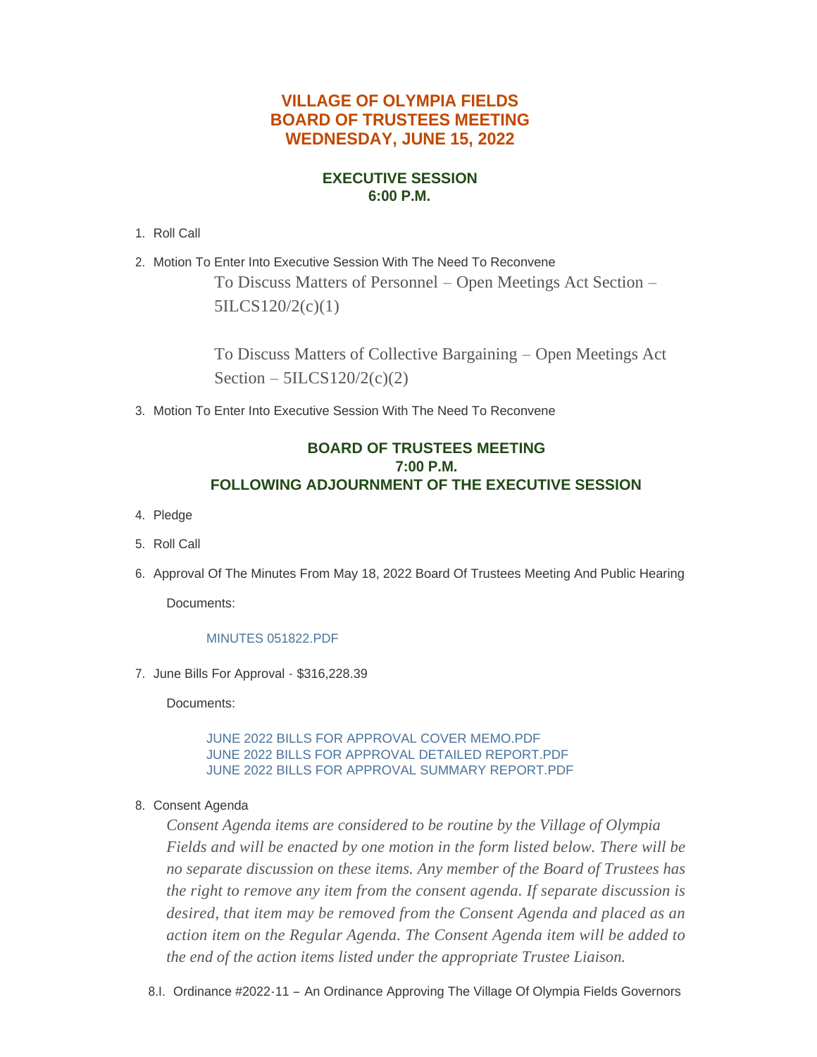# VILLAGE OF OLYMPIA FIELDS
# BOARD OF TRUSTEES MEETING
# WEDNESDAY, JUNE 15, 2022

## EXECUTIVE SESSION
## 6:00 P.M.

1. Roll Call

2. Motion To Enter Into Executive Session With The Need To Reconvene

   To Discuss Matters of Personnel – Open Meetings Act Section – 5ILCS120/2(c)(1)

   To Discuss Matters of Collective Bargaining – Open Meetings Act Section – 5ILCS120/2(c)(2)

3. Motion To Enter Into Executive Session With The Need To Reconvene

## BOARD OF TRUSTEES MEETING
## 7:00 P.M.
## FOLLOWING ADJOURNMENT OF THE EXECUTIVE SESSION

4. Pledge

5. Roll Call

6. Approval Of The Minutes From May 18, 2022 Board Of Trustees Meeting And Public Hearing

   Documents:

   MINUTES 051822.PDF

7. June Bills For Approval - $316,228.39

   Documents:

   JUNE 2022 BILLS FOR APPROVAL COVER MEMO.PDF
   JUNE 2022 BILLS FOR APPROVAL DETAILED REPORT.PDF
   JUNE 2022 BILLS FOR APPROVAL SUMMARY REPORT.PDF

8. Consent Agenda

   *Consent Agenda items are considered to be routine by the Village of Olympia Fields and will be enacted by one motion in the form listed below. There will be no separate discussion on these items. Any member of the Board of Trustees has the right to remove any item from the consent agenda. If separate discussion is desired, that item may be removed from the Consent Agenda and placed as an action item on the Regular Agenda. The Consent Agenda item will be added to the end of the action items listed under the appropriate Trustee Liaison.*

   8.I. Ordinance #2022-11 – An Ordinance Approving The Village Of Olympia Fields Governors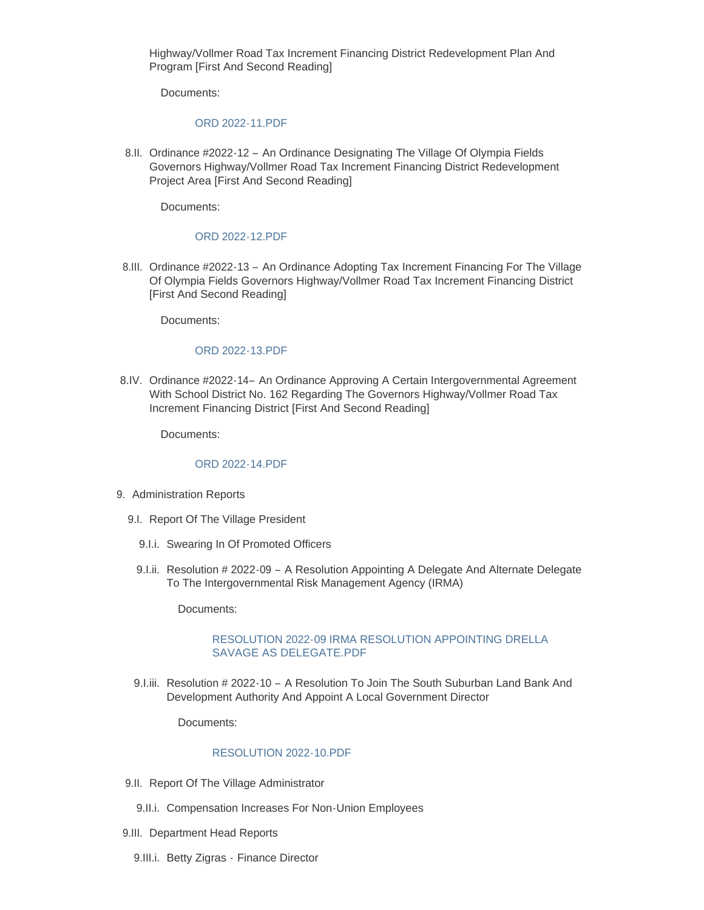Highway/Vollmer Road Tax Increment Financing District Redevelopment Plan And Program [First And Second Reading]

Documents:

ORD 2022-11.PDF

8.II. Ordinance #2022-12 – An Ordinance Designating The Village Of Olympia Fields Governors Highway/Vollmer Road Tax Increment Financing District Redevelopment Project Area [First And Second Reading]

Documents:

ORD 2022-12.PDF

8.III. Ordinance #2022-13 – An Ordinance Adopting Tax Increment Financing For The Village Of Olympia Fields Governors Highway/Vollmer Road Tax Increment Financing District [First And Second Reading]

Documents:

ORD 2022-13.PDF

8.IV. Ordinance #2022-14– An Ordinance Approving A Certain Intergovernmental Agreement With School District No. 162 Regarding The Governors Highway/Vollmer Road Tax Increment Financing District [First And Second Reading]

Documents:

ORD 2022-14.PDF

9. Administration Reports

9.I. Report Of The Village President

9.I.i. Swearing In Of Promoted Officers

9.I.ii. Resolution # 2022-09 – A Resolution Appointing A Delegate And Alternate Delegate To The Intergovernmental Risk Management Agency (IRMA)

Documents:

RESOLUTION 2022-09 IRMA RESOLUTION APPOINTING DRELLA SAVAGE AS DELEGATE.PDF

9.I.iii. Resolution # 2022-10 – A Resolution To Join The South Suburban Land Bank And Development Authority And Appoint A Local Government Director

Documents:

RESOLUTION 2022-10.PDF

9.II. Report Of The Village Administrator

9.II.i. Compensation Increases For Non-Union Employees

9.III. Department Head Reports

9.III.i. Betty Zigras - Finance Director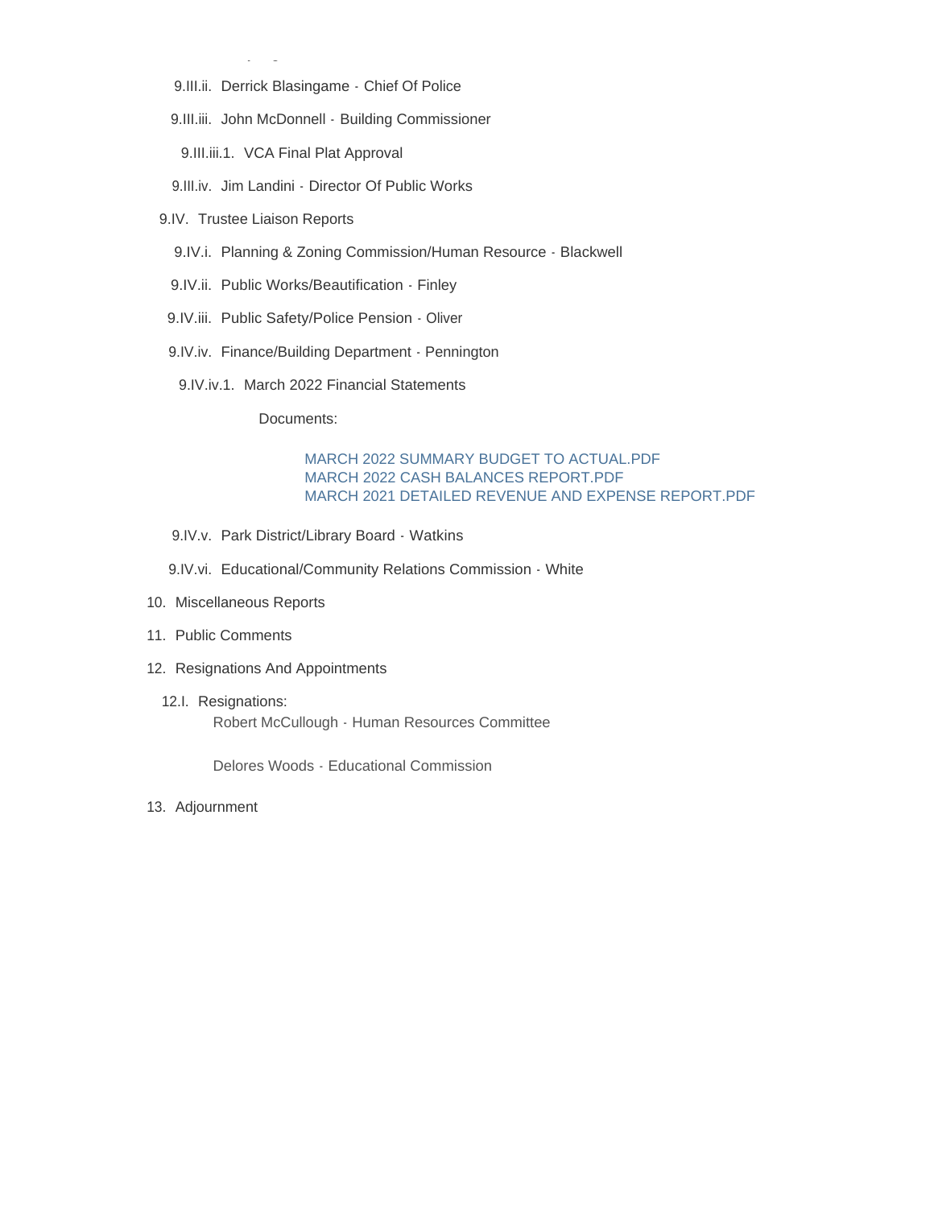- 9.III.ii. Derrick Blasingame - Chief Of Police
- 9.III.iii. John McDonnell - Building Commissioner
  - 9.III.iii.1. VCA Final Plat Approval
- 9.III.iv. Jim Landini - Director Of Public Works

9.IV. Trustee Liaison Reports

- 9.IV.i. Planning & Zoning Commission/Human Resource - Blackwell
- 9.IV.ii. Public Works/Beautification - Finley
- 9.IV.iii. Public Safety/Police Pension - Oliver
- 9.IV.iv. Finance/Building Department - Pennington
  - 9.IV.iv.1. March 2022 Financial Statements

    Documents:

    MARCH 2022 SUMMARY BUDGET TO ACTUAL.PDF
    MARCH 2022 CASH BALANCES REPORT.PDF
    MARCH 2021 DETAILED REVENUE AND EXPENSE REPORT.PDF

- 9.IV.v. Park District/Library Board - Watkins
- 9.IV.vi. Educational/Community Relations Commission - White

10. Miscellaneous Reports

11. Public Comments

12. Resignations And Appointments

12.I. Resignations:

Robert McCullough - Human Resources Committee

Delores Woods - Educational Commission

13. Adjournment